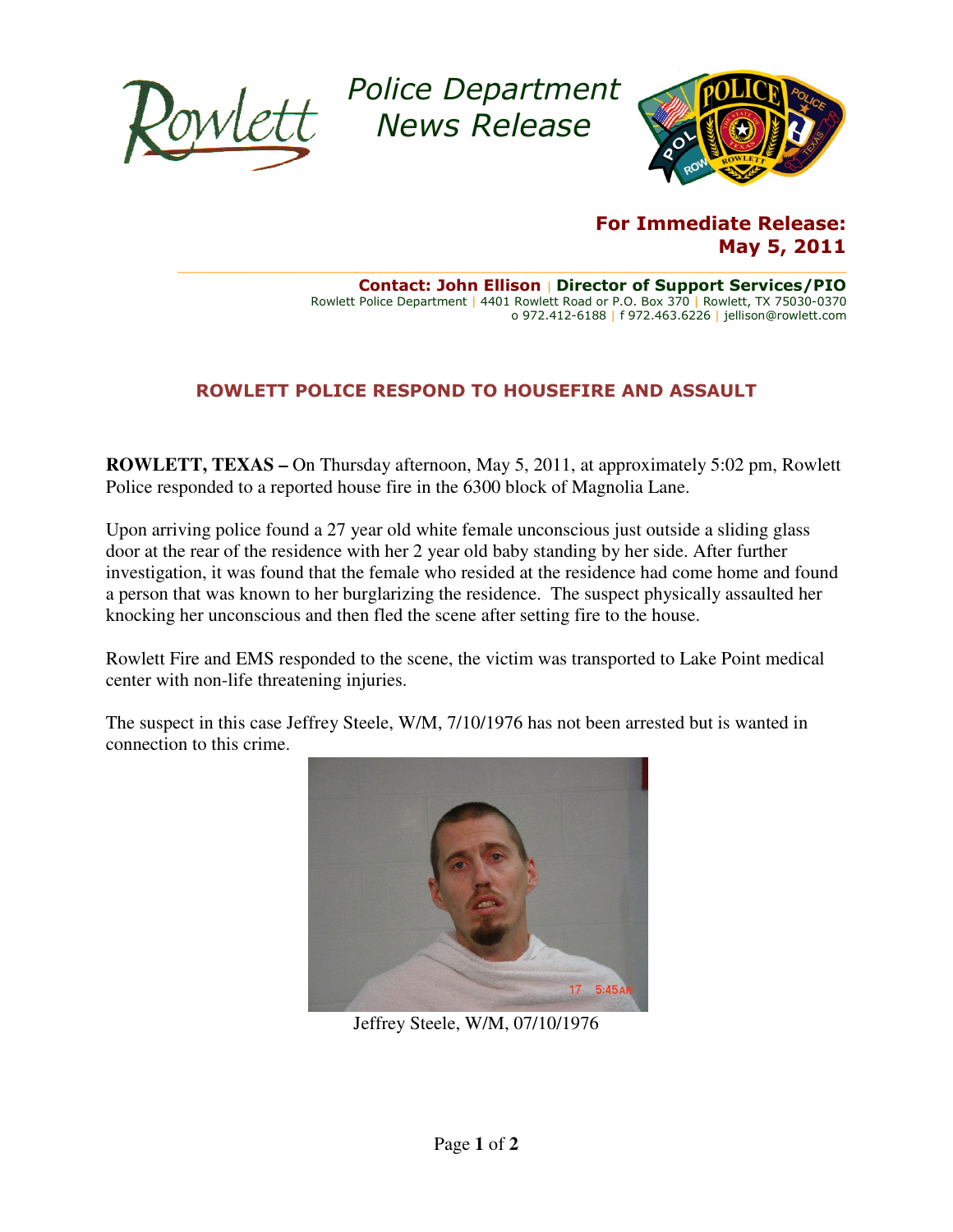Rowlett

Police Department News Release

**For Immediate Release: May 5, 2011**

**Contact: John Ellison | Director of Support Services/PIO**
Rowlett Police Department | 4401 Rowlett Road or P.O. Box 370 | Rowlett, TX 75030-0370
o 972.412-6188 | f 972.463.6226 | jellison@rowlett.com

## ROWLETT POLICE RESPOND TO HOUSEFIRE AND ASSAULT

**ROWLETT, TEXAS –** On Thursday afternoon, May 5, 2011, at approximately 5:02 pm, Rowlett Police responded to a reported house fire in the 6300 block of Magnolia Lane.

Upon arriving police found a 27 year old white female unconscious just outside a sliding glass door at the rear of the residence with her 2 year old baby standing by her side. After further investigation, it was found that the female who resided at the residence had come home and found a person that was known to her burglarizing the residence. The suspect physically assaulted her knocking her unconscious and then fled the scene after setting fire to the house.

Rowlett Fire and EMS responded to the scene, the victim was transported to Lake Point medical center with non-life threatening injuries.

The suspect in this case Jeffrey Steele, W/M, 7/10/1976 has not been arrested but is wanted in connection to this crime.

Jeffrey Steele, W/M, 07/10/1976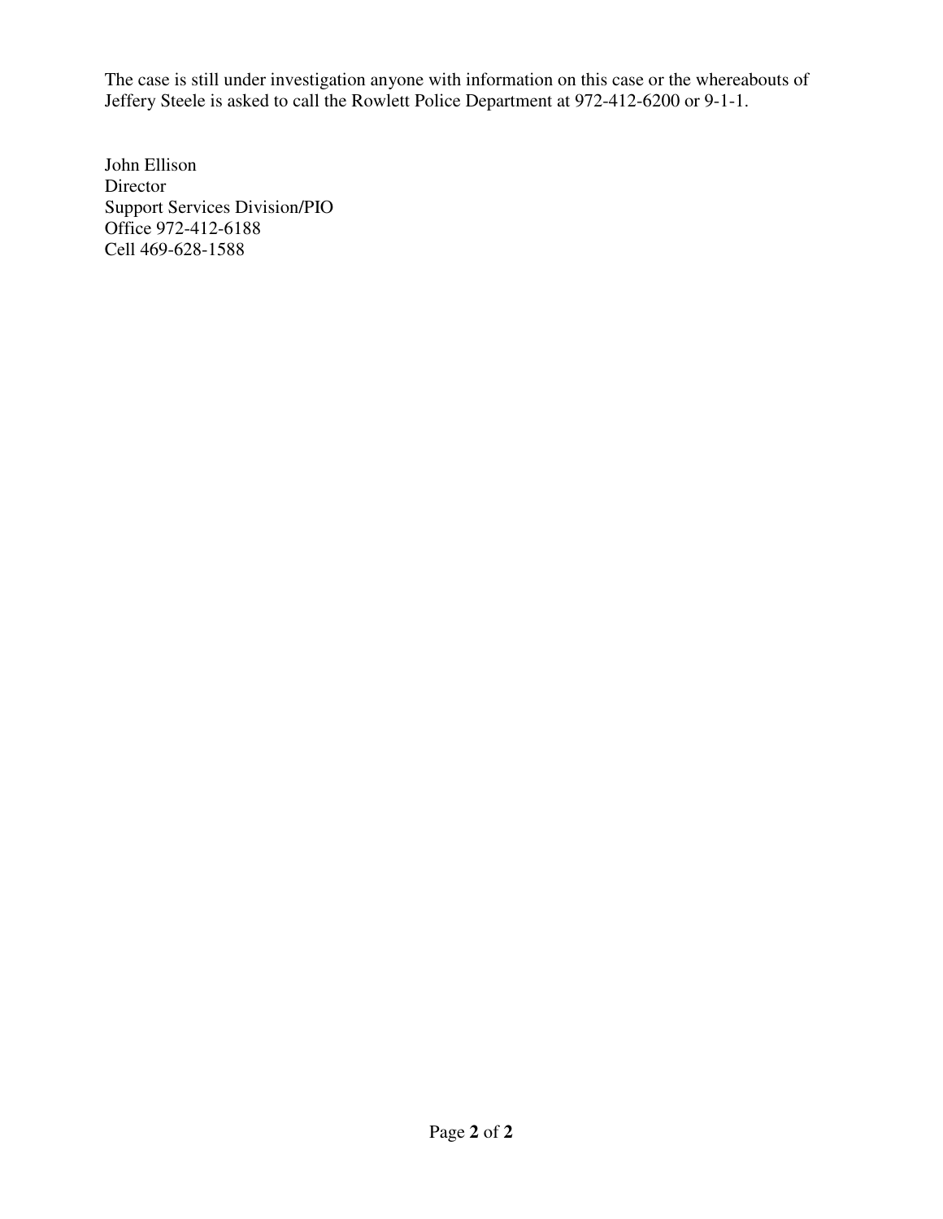The case is still under investigation anyone with information on this case or the whereabouts of Jeffery Steele is asked to call the Rowlett Police Department at 972-412-6200 or 9-1-1.

John Ellison
Director
Support Services Division/PIO
Office 972-412-6188
Cell 469-628-1588